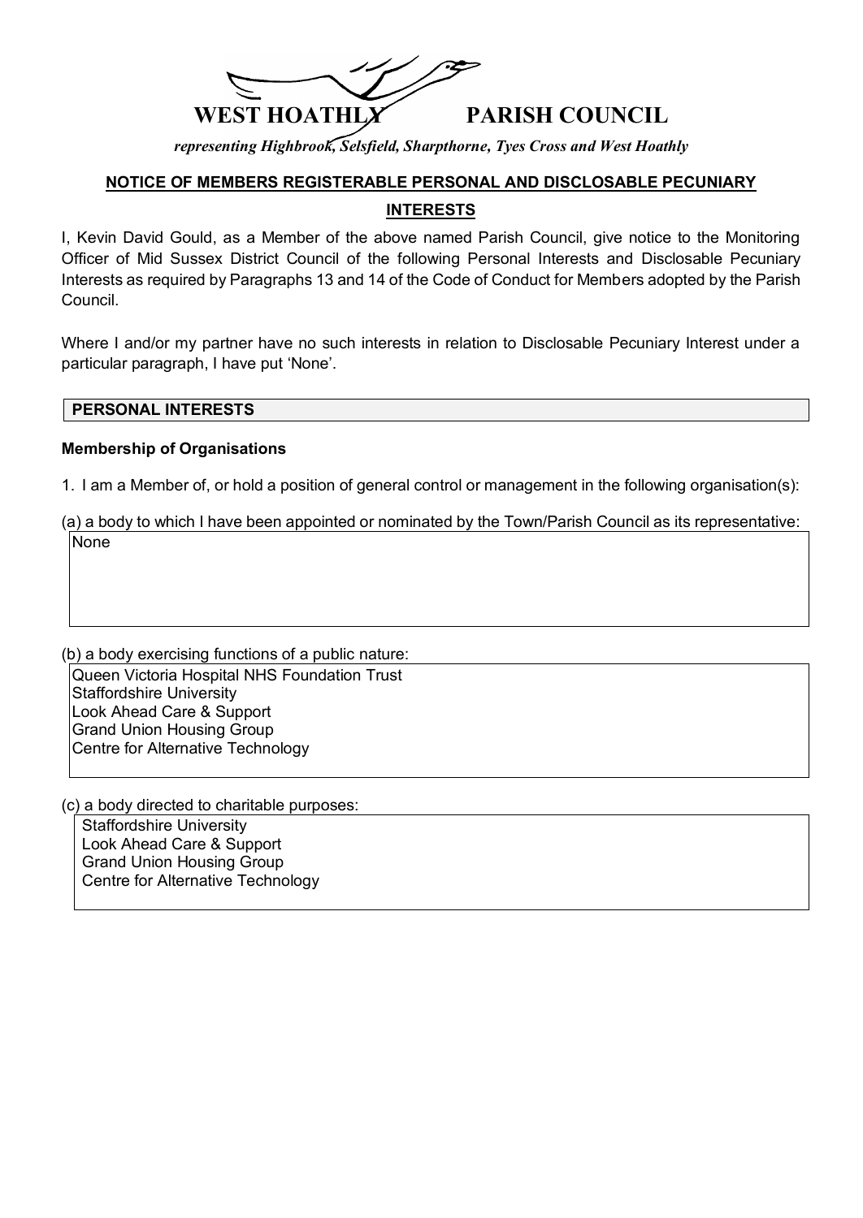# WEST HOATHLY PARISH COUNCIL

*representing Highbrook, Selsfield, Sharpthorne, Tyes Cross and West Hoathly*

## NOTICE OF MEMBERS REGISTERABLE PERSONAL AND DISCLOSABLE PECUNIARY INTERESTS

I, Kevin David Gould, as a Member of the above named Parish Council, give notice to the Monitoring Officer of Mid Sussex District Council of the following Personal Interests and Disclosable Pecuniary Interests as required by Paragraphs 13 and 14 of the Code of Conduct for Members adopted by the Parish Council.

Where I and/or my partner have no such interests in relation to Disclosable Pecuniary Interest under a particular paragraph, I have put 'None'.

### PERSONAL INTERESTS

**Membership of Organisations**

1. I am a Member of, or hold a position of general control or management in the following organisation(s):

(a) a body to which I have been appointed or nominated by the Town/Parish Council as its representative:

None

(b) a body exercising functions of a public nature:

Queen Victoria Hospital NHS Foundation Trust
Staffordshire University
Look Ahead Care & Support
Grand Union Housing Group
Centre for Alternative Technology

(c) a body directed to charitable purposes:

Staffordshire University
Look Ahead Care & Support
Grand Union Housing Group
Centre for Alternative Technology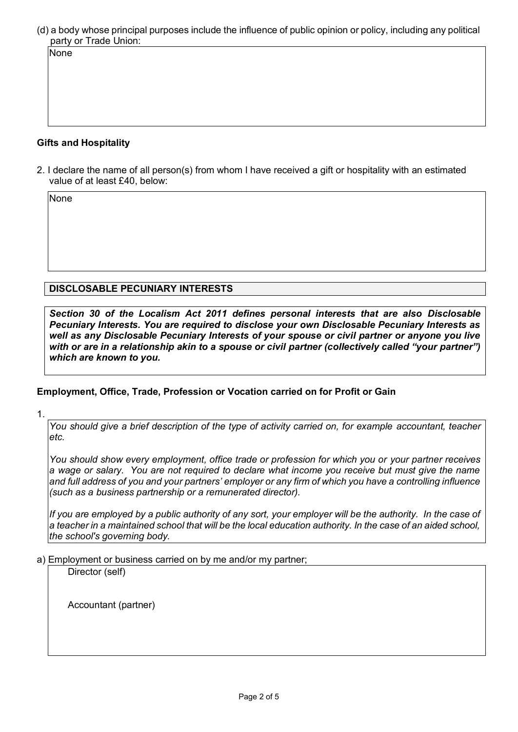(d) a body whose principal purposes include the influence of public opinion or policy, including any political party or Trade Union:

None

### Gifts and Hospitality

2. I declare the name of all person(s) from whom I have received a gift or hospitality with an estimated value of at least £40, below:

None

## DISCLOSABLE PECUNIARY INTERESTS

***Section 30 of the Localism Act 2011 defines personal interests that are also Disclosable Pecuniary Interests. You are required to disclose your own Disclosable Pecuniary Interests as well as any Disclosable Pecuniary Interests of your spouse or civil partner or anyone you live with or are in a relationship akin to a spouse or civil partner (collectively called "your partner") which are known to you.***

### Employment, Office, Trade, Profession or Vocation carried on for Profit or Gain

1.

*You should give a brief description of the type of activity carried on, for example accountant, teacher etc.*

*You should show every employment, office trade or profession for which you or your partner receives a wage or salary. You are not required to declare what income you receive but must give the name and full address of you and your partners' employer or any firm of which you have a controlling influence (such as a business partnership or a remunerated director).*

*If you are employed by a public authority of any sort, your employer will be the authority. In the case of a teacher in a maintained school that will be the local education authority. In the case of an aided school, the school's governing body.*

a) Employment or business carried on by me and/or my partner;

Director (self)

Accountant (partner)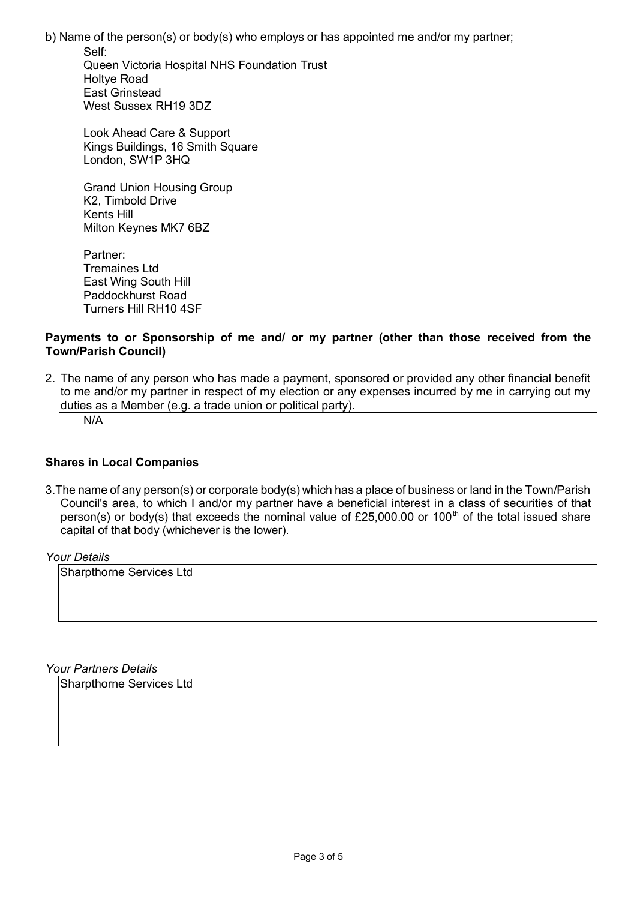b) Name of the person(s) or body(s) who employs or has appointed me and/or my partner;

Self:
Queen Victoria Hospital NHS Foundation Trust
Holtye Road
East Grinstead
West Sussex RH19 3DZ

Look Ahead Care & Support
Kings Buildings, 16 Smith Square
London, SW1P 3HQ

Grand Union Housing Group
K2, Timbold Drive
Kents Hill
Milton Keynes MK7 6BZ

Partner:
Tremaines Ltd
East Wing South Hill
Paddockhurst Road
Turners Hill RH10 4SF

**Payments to or Sponsorship of me and/ or my partner (other than those received from the Town/Parish Council)**

2. The name of any person who has made a payment, sponsored or provided any other financial benefit to me and/or my partner in respect of my election or any expenses incurred by me in carrying out my duties as a Member (e.g. a trade union or political party).

N/A

**Shares in Local Companies**

3. The name of any person(s) or corporate body(s) which has a place of business or land in the Town/Parish Council's area, to which I and/or my partner have a beneficial interest in a class of securities of that person(s) or body(s) that exceeds the nominal value of £25,000.00 or 100th of the total issued share capital of that body (whichever is the lower).

*Your Details*

Sharpthorne Services Ltd

*Your Partners Details*

Sharpthorne Services Ltd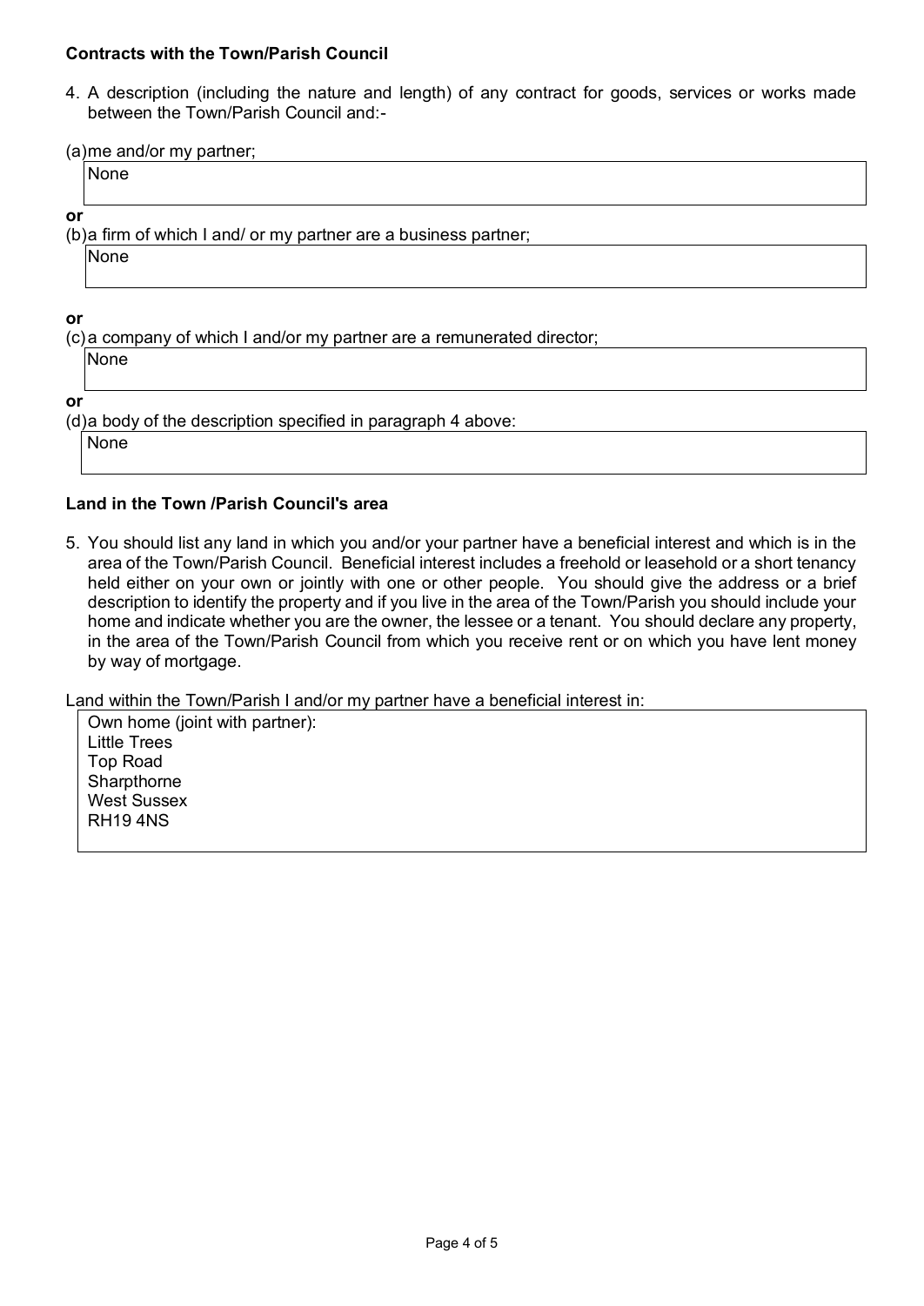### Contracts with the Town/Parish Council

4. A description (including the nature and length) of any contract for goods, services or works made between the Town/Parish Council and:-

(a) me and/or my partner;

None

**or**

(b) a firm of which I and/ or my partner are a business partner;

None

**or**

(c) a company of which I and/or my partner are a remunerated director;

None

**or**

(d) a body of the description specified in paragraph 4 above:

None

### Land in the Town /Parish Council's area

5. You should list any land in which you and/or your partner have a beneficial interest and which is in the area of the Town/Parish Council. Beneficial interest includes a freehold or leasehold or a short tenancy held either on your own or jointly with one or other people. You should give the address or a brief description to identify the property and if you live in the area of the Town/Parish you should include your home and indicate whether you are the owner, the lessee or a tenant. You should declare any property, in the area of the Town/Parish Council from which you receive rent or on which you have lent money by way of mortgage.

Land within the Town/Parish I and/or my partner have a beneficial interest in:

Own home (joint with partner):
Little Trees
Top Road
Sharpthorne
West Sussex
RH19 4NS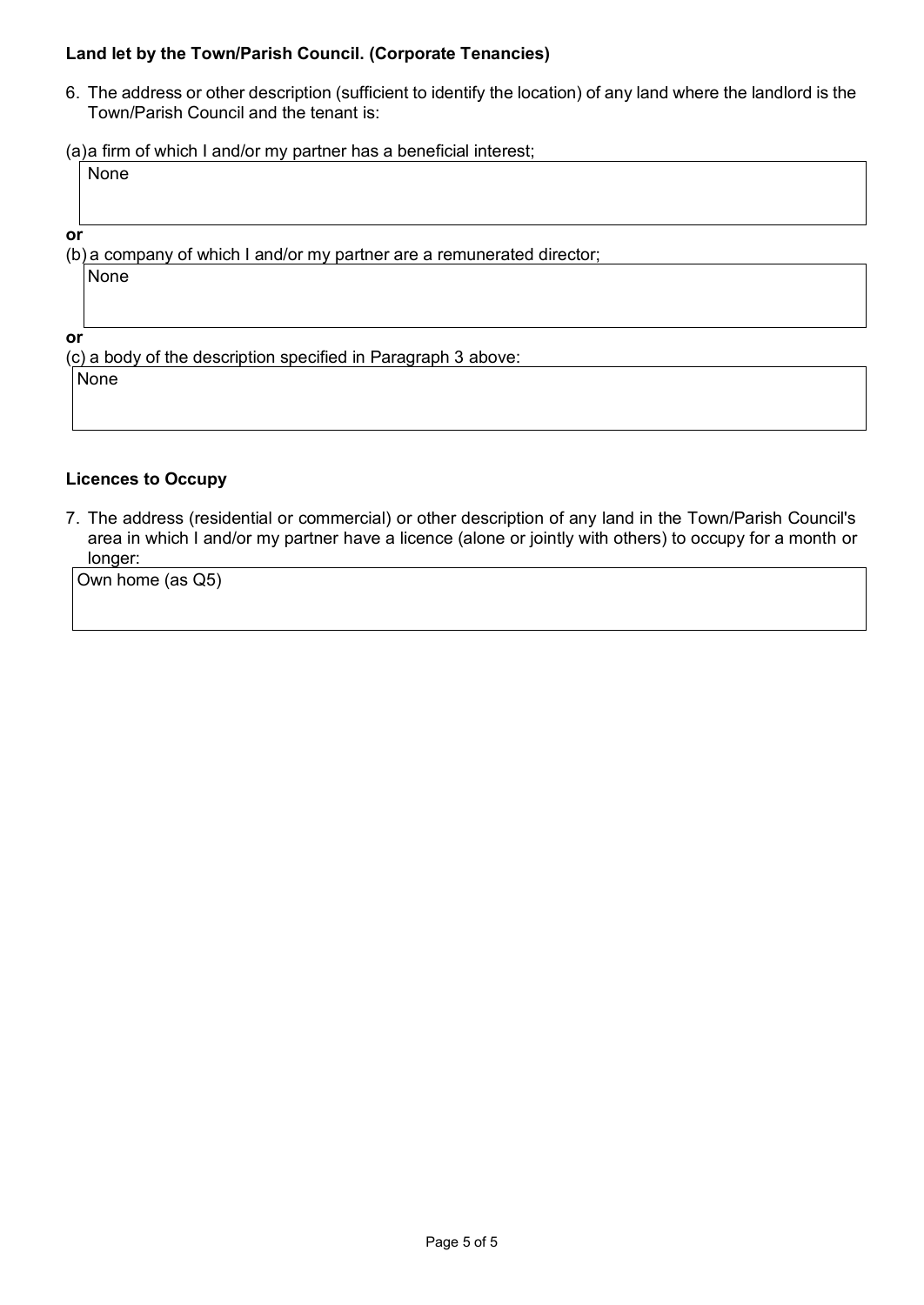**Land let by the Town/Parish Council. (Corporate Tenancies)**

6. The address or other description (sufficient to identify the location) of any land where the landlord is the Town/Parish Council and the tenant is:

(a) a firm of which I and/or my partner has a beneficial interest;

None

**or**

(b) a company of which I and/or my partner are a remunerated director;

None

**or**

(c) a body of the description specified in Paragraph 3 above:

None

**Licences to Occupy**

7. The address (residential or commercial) or other description of any land in the Town/Parish Council's area in which I and/or my partner have a licence (alone or jointly with others) to occupy for a month or longer:

Own home (as Q5)